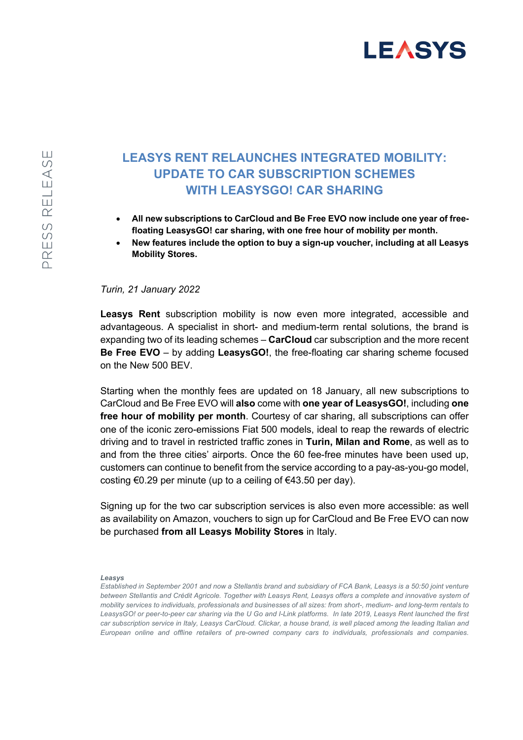LEASYS

PRESS RELEASE

# LEASYS RENT RELAUNCHES INTEGRATED MOBILITY: UPDATE TO CAR SUBSCRIPTION SCHEMES WITH LEASYSGO! CAR SHARING

- **All new subscriptions to CarCloud and Be Free EVO now include one year of free-floating LeasysGO! car sharing, with one free hour of mobility per month.**
- **New features include the option to buy a sign-up voucher, including at all Leasys Mobility Stores.**

*Turin, 21 January 2022*

**Leasys Rent** subscription mobility is now even more integrated, accessible and advantageous. A specialist in short- and medium-term rental solutions, the brand is expanding two of its leading schemes – **CarCloud** car subscription and the more recent **Be Free EVO** – by adding **LeasysGO!**, the free-floating car sharing scheme focused on the New 500 BEV.

Starting when the monthly fees are updated on 18 January, all new subscriptions to CarCloud and Be Free EVO will **also** come with **one year of LeasysGO!**, including **one free hour of mobility per month**. Courtesy of car sharing, all subscriptions can offer one of the iconic zero-emissions Fiat 500 models, ideal to reap the rewards of electric driving and to travel in restricted traffic zones in **Turin, Milan and Rome**, as well as to and from the three cities' airports. Once the 60 fee-free minutes have been used up, customers can continue to benefit from the service according to a pay-as-you-go model, costing €0.29 per minute (up to a ceiling of €43.50 per day).

Signing up for the two car subscription services is also even more accessible: as well as availability on Amazon, vouchers to sign up for CarCloud and Be Free EVO can now be purchased **from all Leasys Mobility Stores** in Italy.

***Leasys***

*Established in September 2001 and now a Stellantis brand and subsidiary of FCA Bank, Leasys is a 50:50 joint venture between Stellantis and Crédit Agricole. Together with Leasys Rent, Leasys offers a complete and innovative system of mobility services to individuals, professionals and businesses of all sizes: from short-, medium- and long-term rentals to LeasysGO! or peer-to-peer car sharing via the U Go and I-Link platforms. In late 2019, Leasys Rent launched the first car subscription service in Italy, Leasys CarCloud. Clickar, a house brand, is well placed among the leading Italian and European online and offline retailers of pre-owned company cars to individuals, professionals and companies.*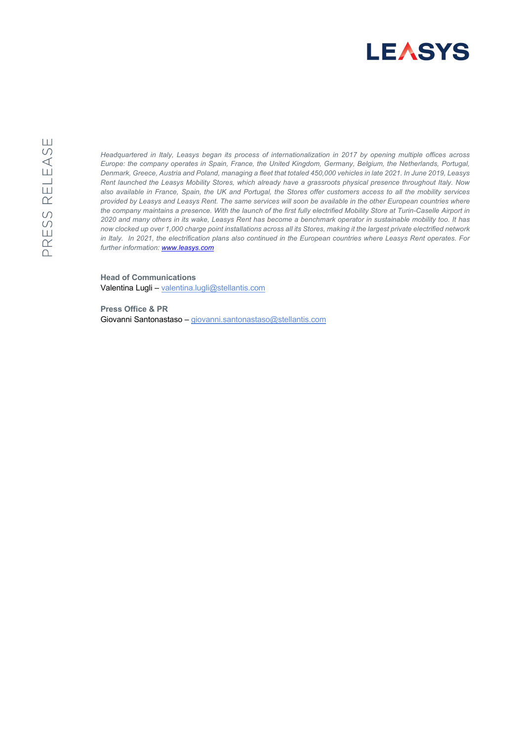*Headquartered in Italy, Leasys began its process of internationalization in 2017 by opening multiple offices across Europe: the company operates in Spain, France, the United Kingdom, Germany, Belgium, the Netherlands, Portugal, Denmark, Greece, Austria and Poland, managing a fleet that totaled 450,000 vehicles in late 2021. In June 2019, Leasys Rent launched the Leasys Mobility Stores, which already have a grassroots physical presence throughout Italy. Now also available in France, Spain, the UK and Portugal, the Stores offer customers access to all the mobility services provided by Leasys and Leasys Rent. The same services will soon be available in the other European countries where the company maintains a presence. With the launch of the first fully electrified Mobility Store at Turin-Caselle Airport in 2020 and many others in its wake, Leasys Rent has become a benchmark operator in sustainable mobility too. It has now clocked up over 1,000 charge point installations across all its Stores, making it the largest private electrified network in Italy. In 2021, the electrification plans also continued in the European countries where Leasys Rent operates. For further information: [www.leasys.com](http://www.leasys.com)*

**Head of Communications**
Valentina Lugli – valentina.lugli@stellantis.com

**Press Office & PR**
Giovanni Santonastaso – giovanni.santonastaso@stellantis.com